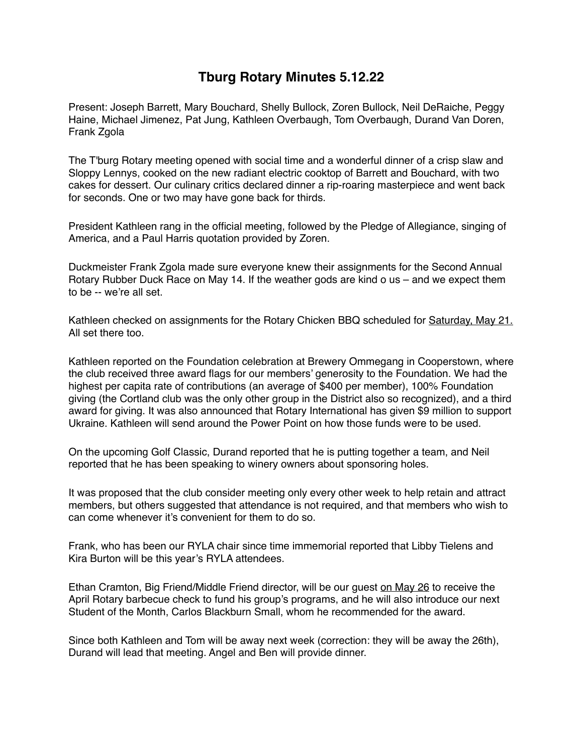# Tburg Rotary Minutes 5.12.22

Present: Joseph Barrett, Mary Bouchard, Shelly Bullock, Zoren Bullock, Neil DeRaiche, Peggy Haine, Michael Jimenez, Pat Jung, Kathleen Overbaugh, Tom Overbaugh, Durand Van Doren, Frank Zgola

The T'burg Rotary meeting opened with social time and a wonderful dinner of a crisp slaw and Sloppy Lennys, cooked on the new radiant electric cooktop of Barrett and Bouchard, with two cakes for dessert. Our culinary critics declared dinner a rip-roaring masterpiece and went back for seconds. One or two may have gone back for thirds.

President Kathleen rang in the official meeting, followed by the Pledge of Allegiance, singing of America, and a Paul Harris quotation provided by Zoren.

Duckmeister Frank Zgola made sure everyone knew their assignments for the Second Annual Rotary Rubber Duck Race on May 14. If the weather gods are kind o us – and we expect them to be -- we're all set.

Kathleen checked on assignments for the Rotary Chicken BBQ scheduled for <u>Saturday, May 21.</u> All set there too.

Kathleen reported on the Foundation celebration at Brewery Ommegang in Cooperstown, where the club received three award flags for our members' generosity to the Foundation. We had the highest per capita rate of contributions (an average of $400 per member), 100% Foundation giving (the Cortland club was the only other group in the District also so recognized), and a third award for giving. It was also announced that Rotary International has given $9 million to support Ukraine. Kathleen will send around the Power Point on how those funds were to be used.

On the upcoming Golf Classic, Durand reported that he is putting together a team, and Neil reported that he has been speaking to winery owners about sponsoring holes.

It was proposed that the club consider meeting only every other week to help retain and attract members, but others suggested that attendance is not required, and that members who wish to can come whenever it's convenient for them to do so.

Frank, who has been our RYLA chair since time immemorial reported that Libby Tielens and Kira Burton will be this year's RYLA attendees.

Ethan Cramton, Big Friend/Middle Friend director, will be our guest <u>on May 26</u> to receive the April Rotary barbecue check to fund his group's programs, and he will also introduce our next Student of the Month, Carlos Blackburn Small, whom he recommended for the award.

Since both Kathleen and Tom will be away next week (correction: they will be away the 26th), Durand will lead that meeting. Angel and Ben will provide dinner.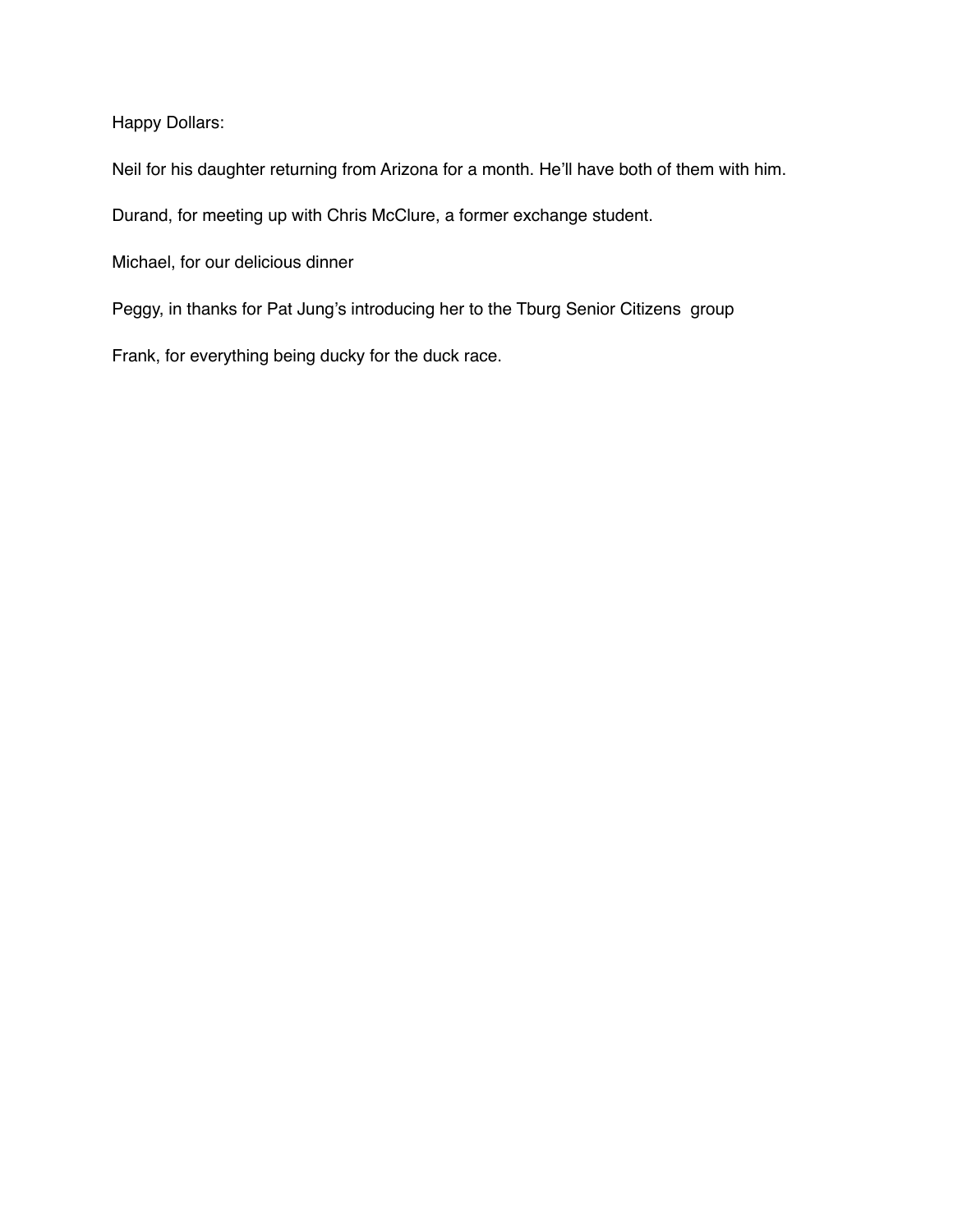Happy Dollars:

Neil for his daughter returning from Arizona for a month. He'll have both of them with him.

Durand, for meeting up with Chris McClure, a former exchange student.

Michael, for our delicious dinner

Peggy, in thanks for Pat Jung's introducing her to the Tburg Senior Citizens group

Frank, for everything being ducky for the duck race.